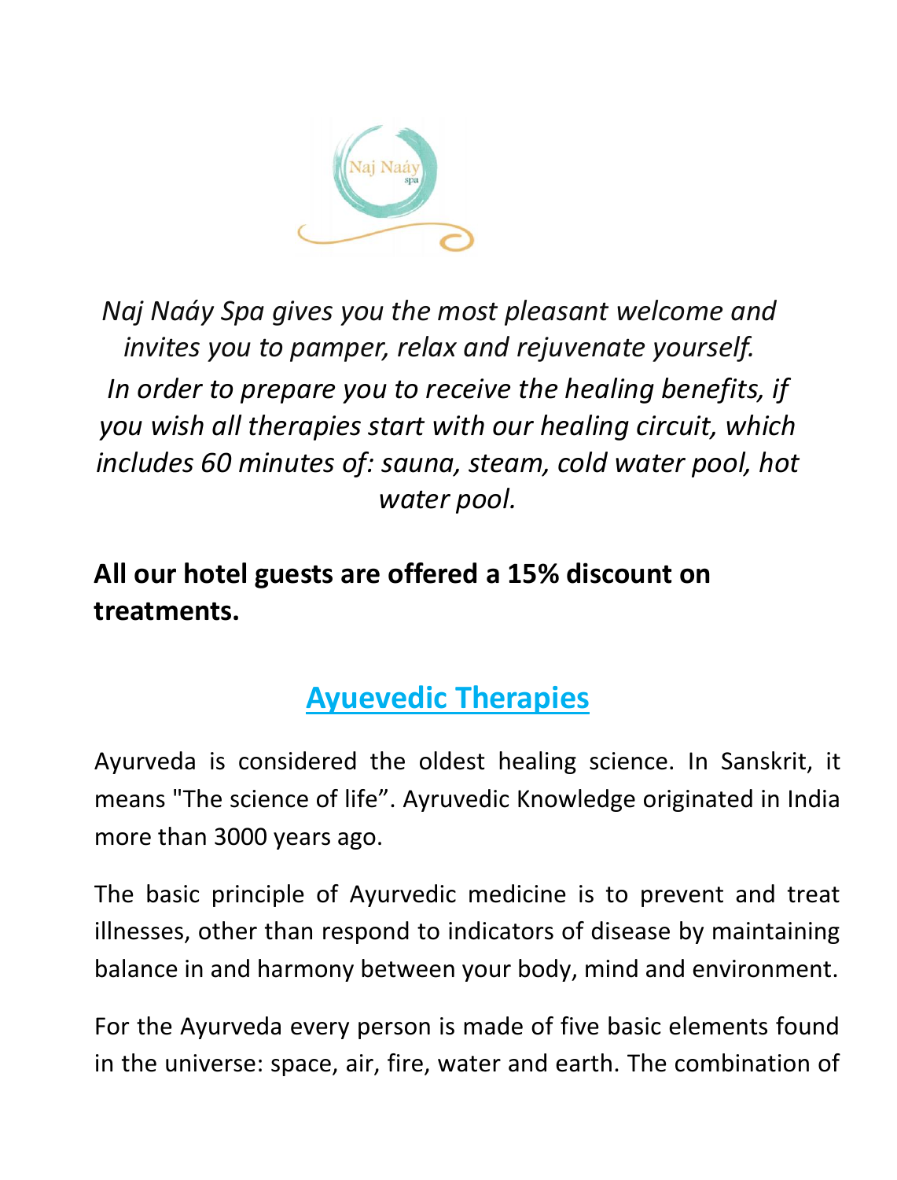*Naj Naáy Spa gives you the most pleasant welcome and invites you to pamper, relax and rejuvenate yourself.*

*In order to prepare you to receive the healing benefits, if you wish all therapies start with our healing circuit, which includes 60 minutes of: sauna, steam, cold water pool, hot water pool.*

**All our hotel guests are offered a 15% discount on treatments.**

## Ayuevedic Therapies

Ayurveda is considered the oldest healing science. In Sanskrit, it means "The science of life". Ayruvedic Knowledge originated in India more than 3000 years ago.

The basic principle of Ayurvedic medicine is to prevent and treat illnesses, other than respond to indicators of disease by maintaining balance in and harmony between your body, mind and environment.

For the Ayurveda every person is made of five basic elements found in the universe: space, air, fire, water and earth. The combination of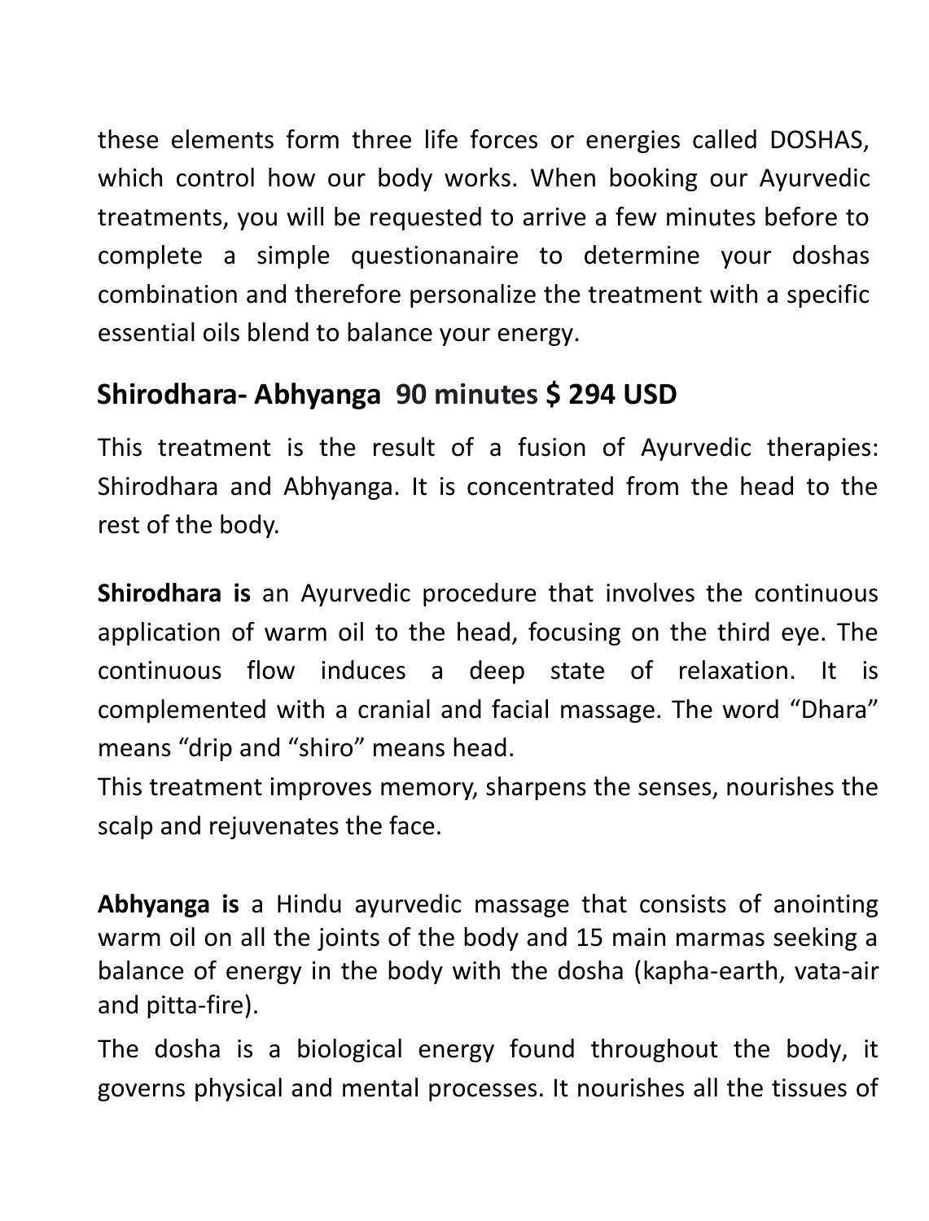these elements form three life forces or energies called DOSHAS, which control how our body works. When booking our Ayurvedic treatments, you will be requested to arrive a few minutes before to complete a simple questionanaire to determine your doshas combination and therefore personalize the treatment with a specific essential oils blend to balance your energy.

## Shirodhara- Abhyanga 90 minutes $ 294 USD

This treatment is the result of a fusion of Ayurvedic therapies: Shirodhara and Abhyanga. It is concentrated from the head to the rest of the body.

**Shirodhara is** an Ayurvedic procedure that involves the continuous application of warm oil to the head, focusing on the third eye. The continuous flow induces a deep state of relaxation. It is complemented with a cranial and facial massage. The word “Dhara” means “drip and “shiro” means head.
This treatment improves memory, sharpens the senses, nourishes the scalp and rejuvenates the face.

**Abhyanga is** a Hindu ayurvedic massage that consists of anointing warm oil on all the joints of the body and 15 main marmas seeking a balance of energy in the body with the dosha (kapha-earth, vata-air and pitta-fire).

The dosha is a biological energy found throughout the body, it governs physical and mental processes. It nourishes all the tissues of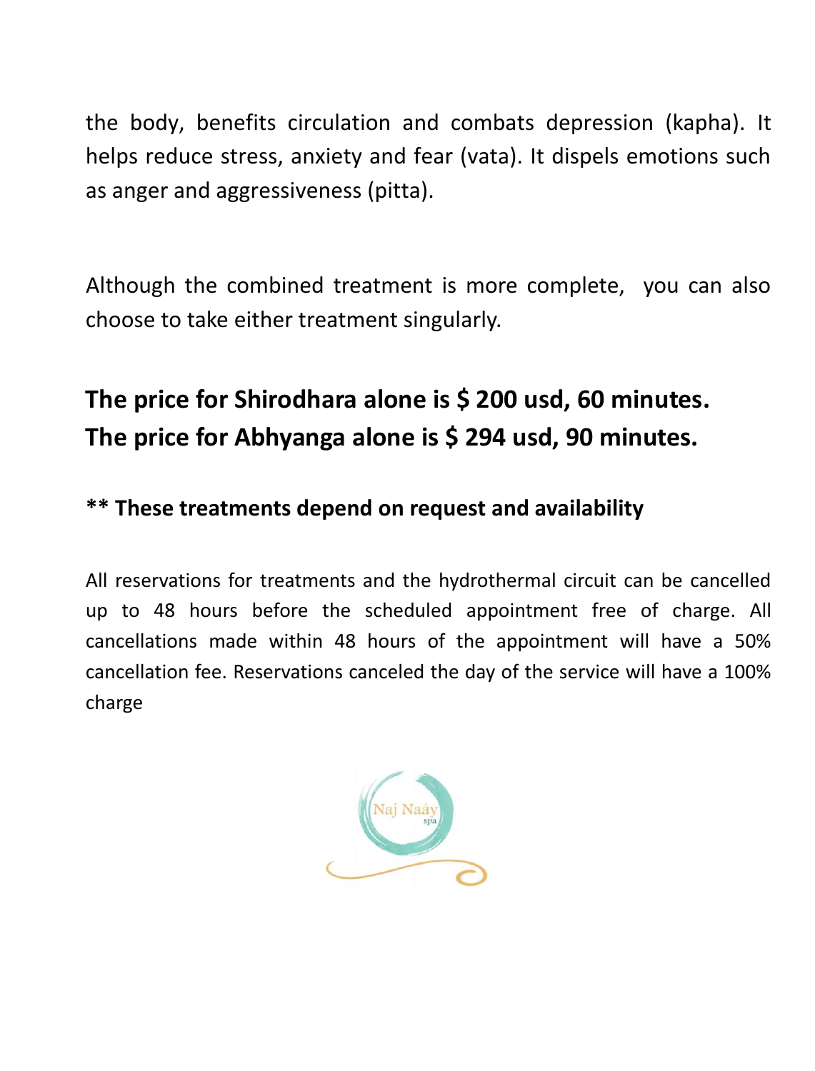the body, benefits circulation and combats depression (kapha). It helps reduce stress, anxiety and fear (vata). It dispels emotions such as anger and aggressiveness (pitta).

Although the combined treatment is more complete,  you can also choose to take either treatment singularly.

## The price for Shirodhara alone is $ 200 usd, 60 minutes.
## The price for Abhyanga alone is $ 294 usd, 90 minutes.

**** These treatments depend on request and availability**

All reservations for treatments and the hydrothermal circuit can be cancelled up to 48 hours before the scheduled appointment free of charge. All cancellations made within 48 hours of the appointment will have a 50% cancellation fee. Reservations canceled the day of the service will have a 100% charge